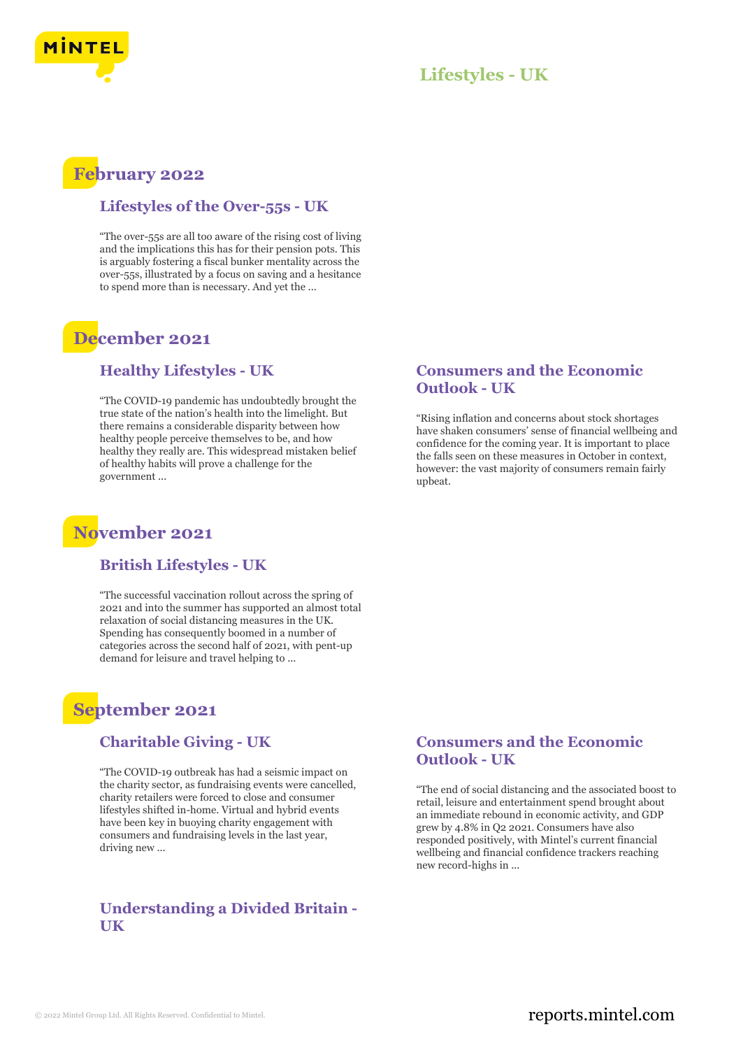# Lifestyles - UK

## February 2022

### Lifestyles of the Over-55s - UK

"The over-55s are all too aware of the rising cost of living and the implications this has for their pension pots. This is arguably fostering a fiscal bunker mentality across the over-55s, illustrated by a focus on saving and a hesitance to spend more than is necessary. And yet the ...

## December 2021

### Healthy Lifestyles - UK

"The COVID-19 pandemic has undoubtedly brought the true state of the nation's health into the limelight. But there remains a considerable disparity between how healthy people perceive themselves to be, and how healthy they really are. This widespread mistaken belief of healthy habits will prove a challenge for the government ...

### Consumers and the Economic Outlook - UK

"Rising inflation and concerns about stock shortages have shaken consumers' sense of financial wellbeing and confidence for the coming year. It is important to place the falls seen on these measures in October in context, however: the vast majority of consumers remain fairly upbeat.

## November 2021

### British Lifestyles - UK

"The successful vaccination rollout across the spring of 2021 and into the summer has supported an almost total relaxation of social distancing measures in the UK. Spending has consequently boomed in a number of categories across the second half of 2021, with pent-up demand for leisure and travel helping to ...

## September 2021

### Charitable Giving - UK

"The COVID-19 outbreak has had a seismic impact on the charity sector, as fundraising events were cancelled, charity retailers were forced to close and consumer lifestyles shifted in-home. Virtual and hybrid events have been key in buoying charity engagement with consumers and fundraising levels in the last year, driving new ...

### Consumers and the Economic Outlook - UK

"The end of social distancing and the associated boost to retail, leisure and entertainment spend brought about an immediate rebound in economic activity, and GDP grew by 4.8% in Q2 2021. Consumers have also responded positively, with Mintel's current financial wellbeing and financial confidence trackers reaching new record-highs in ...

### Understanding a Divided Britain - UK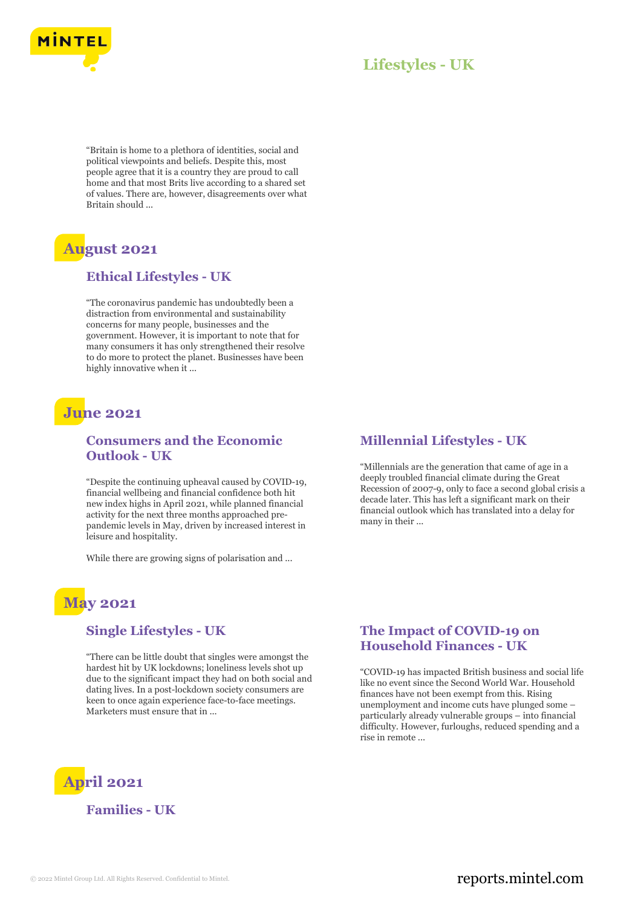"Britain is home to a plethora of identities, social and political viewpoints and beliefs. Despite this, most people agree that it is a country they are proud to call home and that most Brits live according to a shared set of values. There are, however, disagreements over what Britain should ...

## August 2021

### Ethical Lifestyles - UK

"The coronavirus pandemic has undoubtedly been a distraction from environmental and sustainability concerns for many people, businesses and the government. However, it is important to note that for many consumers it has only strengthened their resolve to do more to protect the planet. Businesses have been highly innovative when it ...

## June 2021

### Consumers and the Economic Outlook - UK

"Despite the continuing upheaval caused by COVID-19, financial wellbeing and financial confidence both hit new index highs in April 2021, while planned financial activity for the next three months approached pre-pandemic levels in May, driven by increased interest in leisure and hospitality.

While there are growing signs of polarisation and ...

### Millennial Lifestyles - UK

"Millennials are the generation that came of age in a deeply troubled financial climate during the Great Recession of 2007-9, only to face a second global crisis a decade later. This has left a significant mark on their financial outlook which has translated into a delay for many in their ...

## May 2021

### Single Lifestyles - UK

"There can be little doubt that singles were amongst the hardest hit by UK lockdowns; loneliness levels shot up due to the significant impact they had on both social and dating lives. In a post-lockdown society consumers are keen to once again experience face-to-face meetings. Marketers must ensure that in ...

### The Impact of COVID-19 on Household Finances - UK

"COVID-19 has impacted British business and social life like no event since the Second World War. Household finances have not been exempt from this. Rising unemployment and income cuts have plunged some – particularly already vulnerable groups – into financial difficulty. However, furloughs, reduced spending and a rise in remote ...

## April 2021

### Families - UK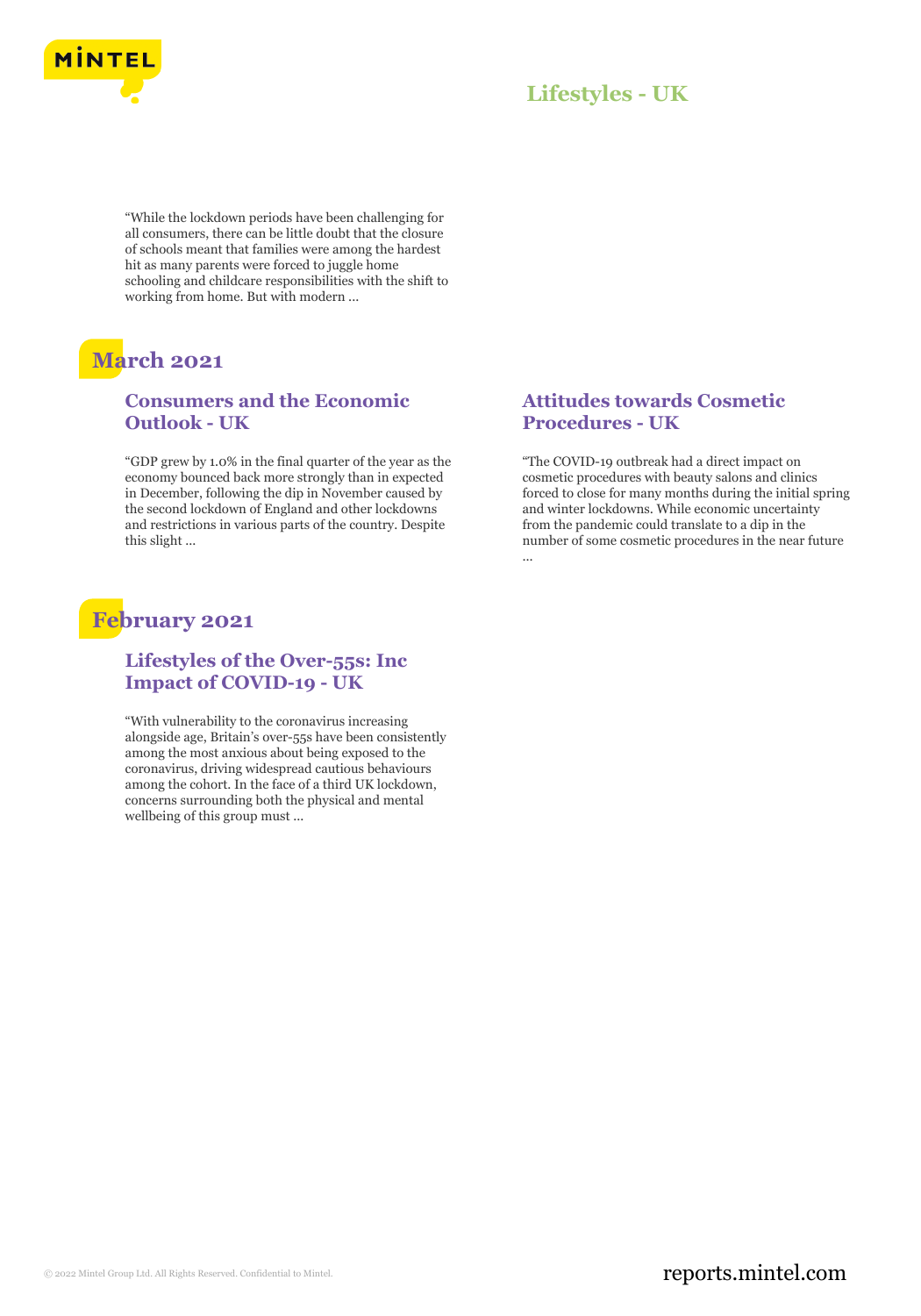"While the lockdown periods have been challenging for all consumers, there can be little doubt that the closure of schools meant that families were among the hardest hit as many parents were forced to juggle home schooling and childcare responsibilities with the shift to working from home. But with modern ...

## March 2021

### Consumers and the Economic Outlook - UK

"GDP grew by 1.0% in the final quarter of the year as the economy bounced back more strongly than in expected in December, following the dip in November caused by the second lockdown of England and other lockdowns and restrictions in various parts of the country. Despite this slight ...

### Attitudes towards Cosmetic Procedures - UK

"The COVID-19 outbreak had a direct impact on cosmetic procedures with beauty salons and clinics forced to close for many months during the initial spring and winter lockdowns. While economic uncertainty from the pandemic could translate to a dip in the number of some cosmetic procedures in the near future ...

## February 2021

### Lifestyles of the Over-55s: Inc Impact of COVID-19 - UK

"With vulnerability to the coronavirus increasing alongside age, Britain's over-55s have been consistently among the most anxious about being exposed to the coronavirus, driving widespread cautious behaviours among the cohort. In the face of a third UK lockdown, concerns surrounding both the physical and mental wellbeing of this group must ...